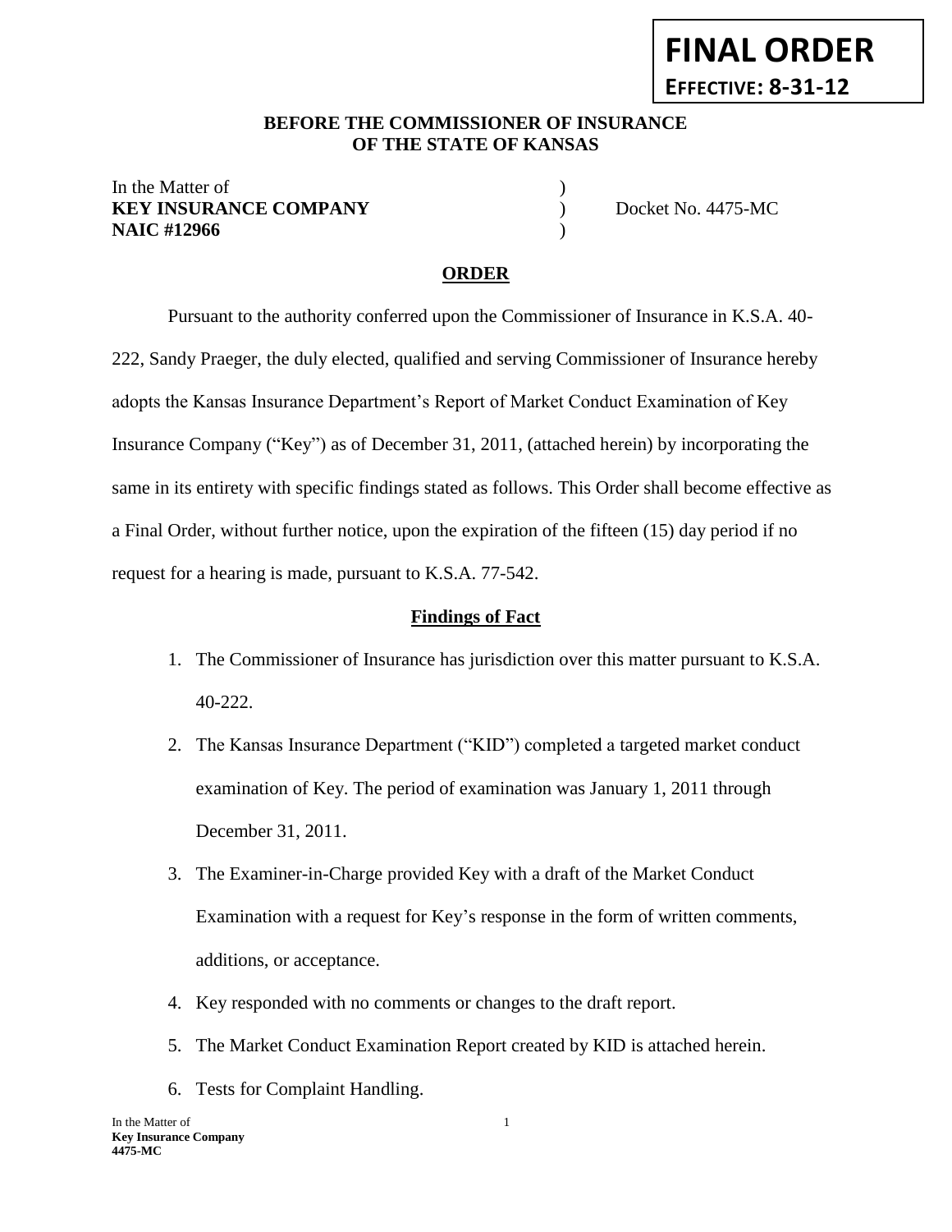**FINAL ORDER**

**EFFECTIVE: 8-31-12**

**BEFORE THE COMMISSIONER OF INSURANCE OF THE STATE OF KANSAS**

| | | |
|---|---|---|
| In the Matter of | ) | |
| **KEY INSURANCE COMPANY** | ) | Docket No. 4475-MC |
| **NAIC #12966** | ) | |

## ORDER

Pursuant to the authority conferred upon the Commissioner of Insurance in K.S.A. 40-222, Sandy Praeger, the duly elected, qualified and serving Commissioner of Insurance hereby adopts the Kansas Insurance Department's Report of Market Conduct Examination of Key Insurance Company ("Key") as of December 31, 2011, (attached herein) by incorporating the same in its entirety with specific findings stated as follows. This Order shall become effective as a Final Order, without further notice, upon the expiration of the fifteen (15) day period if no request for a hearing is made, pursuant to K.S.A. 77-542.

### Findings of Fact

1. The Commissioner of Insurance has jurisdiction over this matter pursuant to K.S.A. 40-222.
2. The Kansas Insurance Department ("KID") completed a targeted market conduct examination of Key. The period of examination was January 1, 2011 through December 31, 2011.
3. The Examiner-in-Charge provided Key with a draft of the Market Conduct Examination with a request for Key's response in the form of written comments, additions, or acceptance.
4. Key responded with no comments or changes to the draft report.
5. The Market Conduct Examination Report created by KID is attached herein.
6. Tests for Complaint Handling.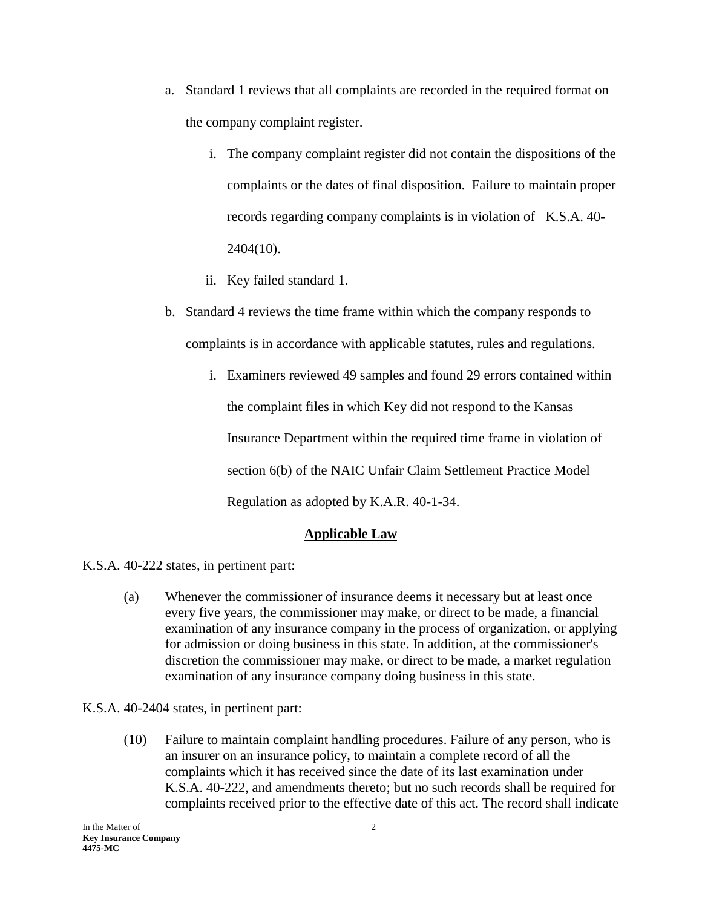a. Standard 1 reviews that all complaints are recorded in the required format on the company complaint register.

   i. The company complaint register did not contain the dispositions of the complaints or the dates of final disposition. Failure to maintain proper records regarding company complaints is in violation of K.S.A. 40-2404(10).

   ii. Key failed standard 1.

b. Standard 4 reviews the time frame within which the company responds to complaints is in accordance with applicable statutes, rules and regulations.

   i. Examiners reviewed 49 samples and found 29 errors contained within the complaint files in which Key did not respond to the Kansas Insurance Department within the required time frame in violation of section 6(b) of the NAIC Unfair Claim Settlement Practice Model Regulation as adopted by K.A.R. 40-1-34.

## Applicable Law

K.S.A. 40-222 states, in pertinent part:

> (a) Whenever the commissioner of insurance deems it necessary but at least once every five years, the commissioner may make, or direct to be made, a financial examination of any insurance company in the process of organization, or applying for admission or doing business in this state. In addition, at the commissioner's discretion the commissioner may make, or direct to be made, a market regulation examination of any insurance company doing business in this state.

K.S.A. 40-2404 states, in pertinent part:

> (10) Failure to maintain complaint handling procedures. Failure of any person, who is an insurer on an insurance policy, to maintain a complete record of all the complaints which it has received since the date of its last examination under K.S.A. 40-222, and amendments thereto; but no such records shall be required for complaints received prior to the effective date of this act. The record shall indicate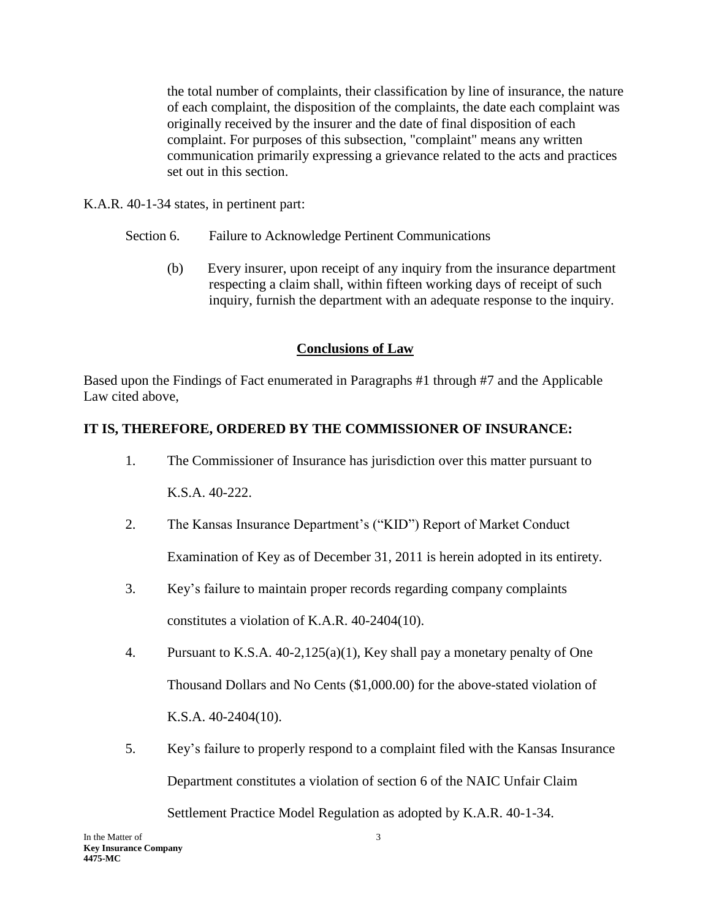the total number of complaints, their classification by line of insurance, the nature of each complaint, the disposition of the complaints, the date each complaint was originally received by the insurer and the date of final disposition of each complaint. For purposes of this subsection, "complaint" means any written communication primarily expressing a grievance related to the acts and practices set out in this section.

K.A.R. 40-1-34 states, in pertinent part:

Section 6. Failure to Acknowledge Pertinent Communications

(b) Every insurer, upon receipt of any inquiry from the insurance department respecting a claim shall, within fifteen working days of receipt of such inquiry, furnish the department with an adequate response to the inquiry.

## Conclusions of Law

Based upon the Findings of Fact enumerated in Paragraphs #1 through #7 and the Applicable Law cited above,

**IT IS, THEREFORE, ORDERED BY THE COMMISSIONER OF INSURANCE:**

1. The Commissioner of Insurance has jurisdiction over this matter pursuant to K.S.A. 40-222.

2. The Kansas Insurance Department's ("KID") Report of Market Conduct Examination of Key as of December 31, 2011 is herein adopted in its entirety.

3. Key's failure to maintain proper records regarding company complaints constitutes a violation of K.A.R. 40-2404(10).

4. Pursuant to K.S.A. 40-2,125(a)(1), Key shall pay a monetary penalty of One Thousand Dollars and No Cents ($1,000.00) for the above-stated violation of K.S.A. 40-2404(10).

5. Key's failure to properly respond to a complaint filed with the Kansas Insurance Department constitutes a violation of section 6 of the NAIC Unfair Claim Settlement Practice Model Regulation as adopted by K.A.R. 40-1-34.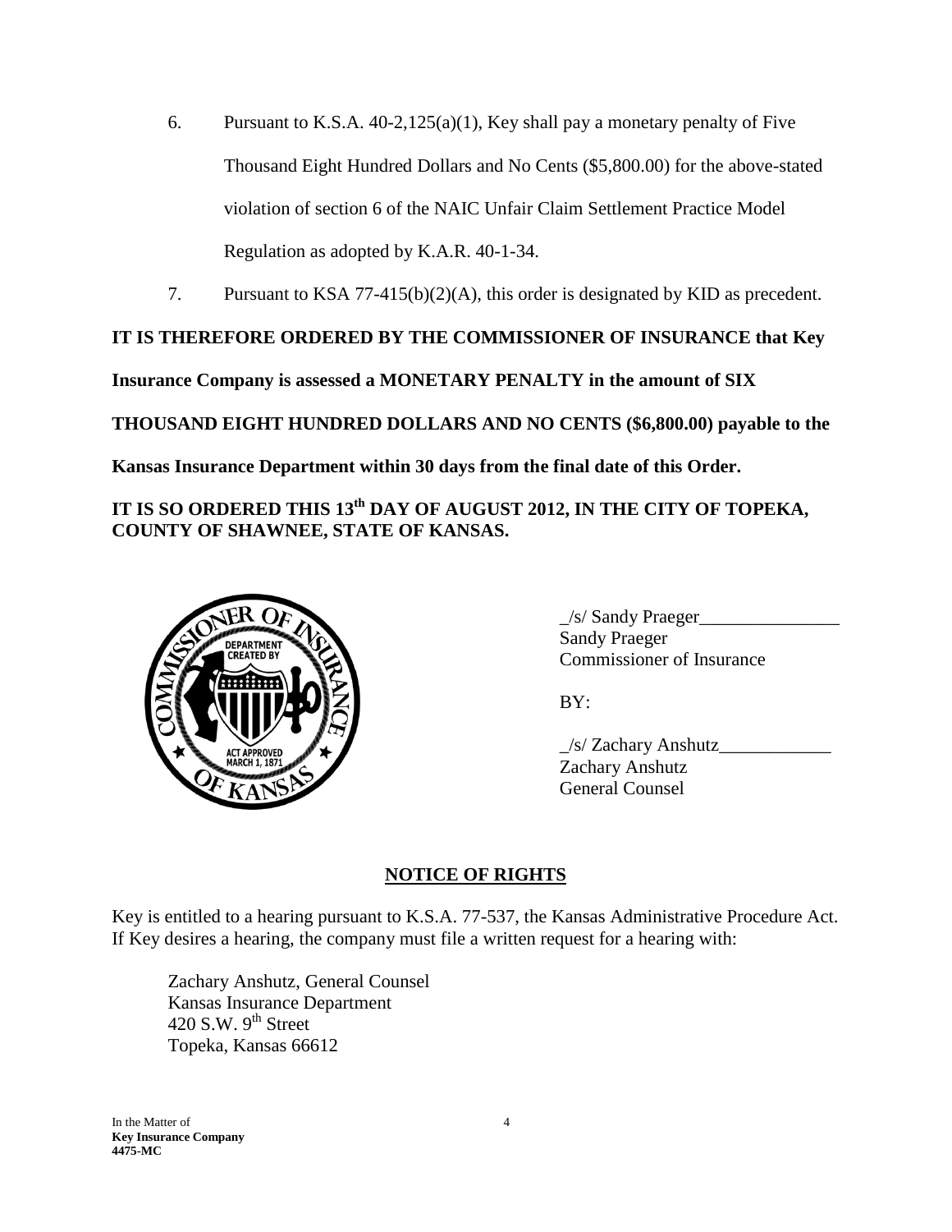6. Pursuant to K.S.A. 40-2,125(a)(1), Key shall pay a monetary penalty of Five Thousand Eight Hundred Dollars and No Cents ($5,800.00) for the above-stated violation of section 6 of the NAIC Unfair Claim Settlement Practice Model Regulation as adopted by K.A.R. 40-1-34.

7. Pursuant to KSA 77-415(b)(2)(A), this order is designated by KID as precedent.

**IT IS THEREFORE ORDERED BY THE COMMISSIONER OF INSURANCE that Key Insurance Company is assessed a MONETARY PENALTY in the amount of SIX THOUSAND EIGHT HUNDRED DOLLARS AND NO CENTS ($6,800.00) payable to the Kansas Insurance Department within 30 days from the final date of this Order.**

**IT IS SO ORDERED THIS 13th DAY OF AUGUST 2012, IN THE CITY OF TOPEKA, COUNTY OF SHAWNEE, STATE OF KANSAS.**

_/s/ Sandy Praeger_______________
Sandy Praeger
Commissioner of Insurance

BY:

_/s/ Zachary Anshutz____________
Zachary Anshutz
General Counsel

## NOTICE OF RIGHTS

Key is entitled to a hearing pursuant to K.S.A. 77-537, the Kansas Administrative Procedure Act. If Key desires a hearing, the company must file a written request for a hearing with:

Zachary Anshutz, General Counsel
Kansas Insurance Department
420 S.W. 9th Street
Topeka, Kansas 66612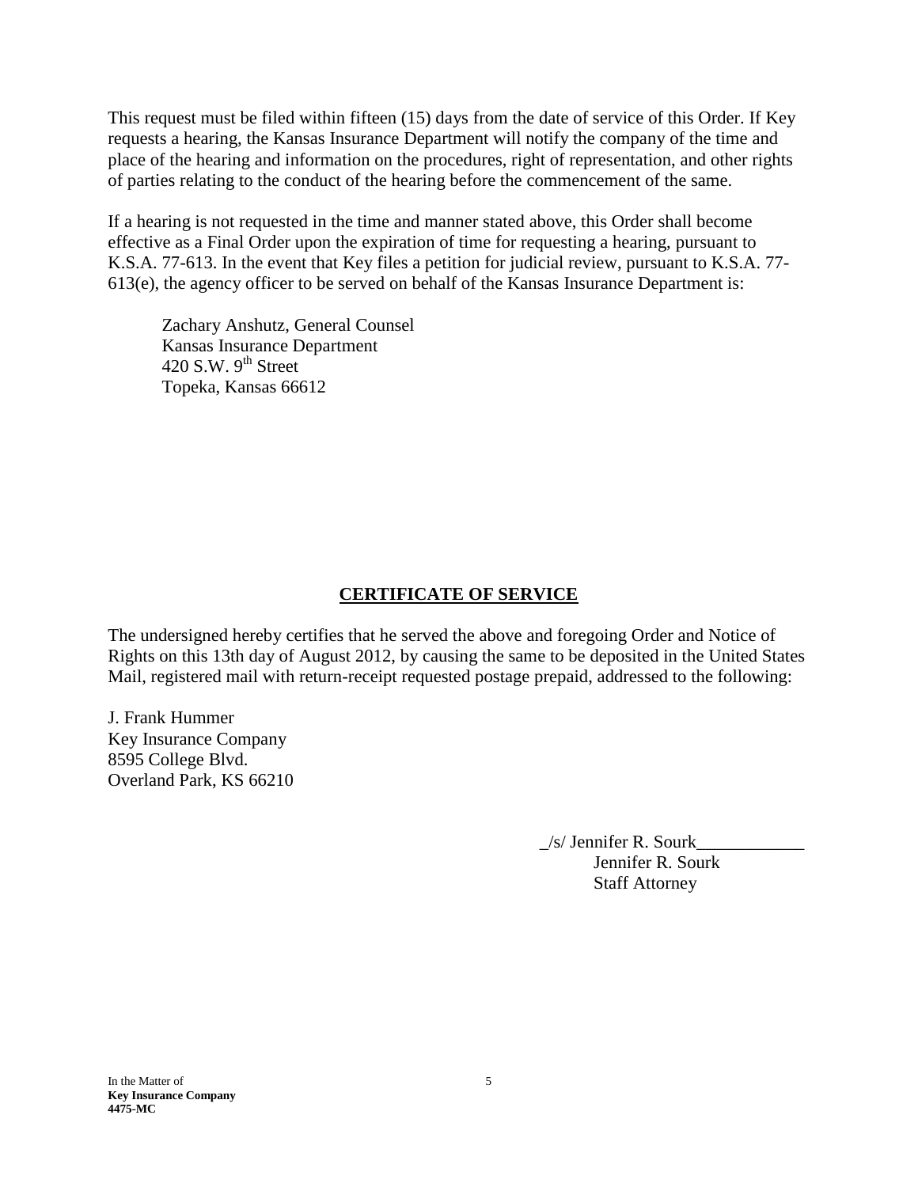This request must be filed within fifteen (15) days from the date of service of this Order. If Key requests a hearing, the Kansas Insurance Department will notify the company of the time and place of the hearing and information on the procedures, right of representation, and other rights of parties relating to the conduct of the hearing before the commencement of the same.

If a hearing is not requested in the time and manner stated above, this Order shall become effective as a Final Order upon the expiration of time for requesting a hearing, pursuant to K.S.A. 77-613. In the event that Key files a petition for judicial review, pursuant to K.S.A. 77-613(e), the agency officer to be served on behalf of the Kansas Insurance Department is:

> Zachary Anshutz, General Counsel
> Kansas Insurance Department
> 420 S.W. 9th Street
> Topeka, Kansas 66612

## CERTIFICATE OF SERVICE

The undersigned hereby certifies that he served the above and foregoing Order and Notice of Rights on this 13th day of August 2012, by causing the same to be deposited in the United States Mail, registered mail with return-receipt requested postage prepaid, addressed to the following:

J. Frank Hummer
Key Insurance Company
8595 College Blvd.
Overland Park, KS 66210

_/s/ Jennifer R. Sourk____________
Jennifer R. Sourk
Staff Attorney